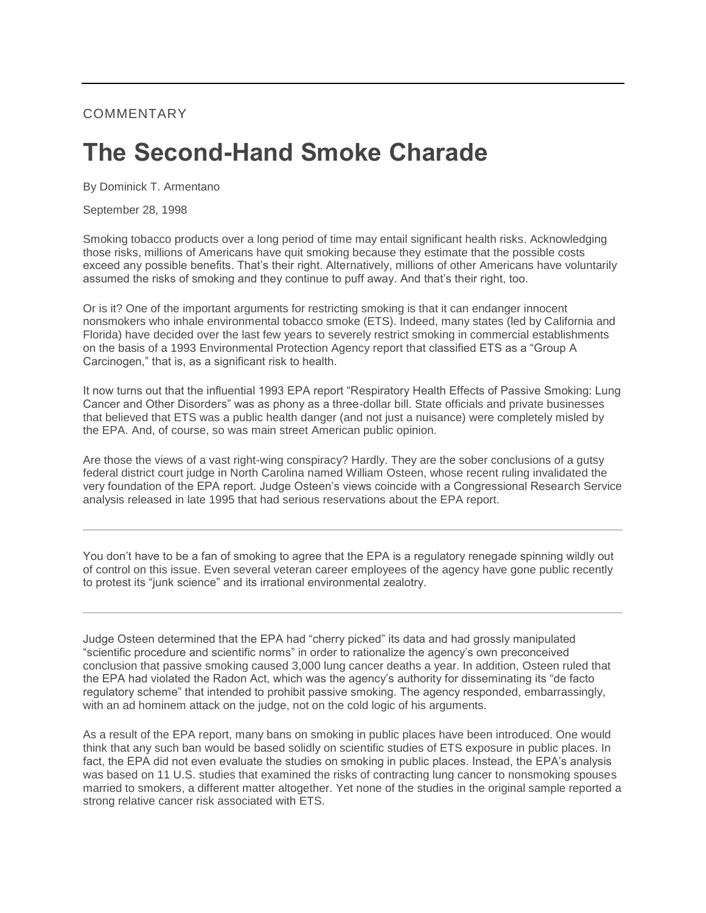COMMENTARY

# The Second-Hand Smoke Charade

By Dominick T. Armentano

September 28, 1998

Smoking tobacco products over a long period of time may entail significant health risks. Acknowledging those risks, millions of Americans have quit smoking because they estimate that the possible costs exceed any possible benefits. That's their right. Alternatively, millions of other Americans have voluntarily assumed the risks of smoking and they continue to puff away. And that's their right, too.

Or is it? One of the important arguments for restricting smoking is that it can endanger innocent nonsmokers who inhale environmental tobacco smoke (ETS). Indeed, many states (led by California and Florida) have decided over the last few years to severely restrict smoking in commercial establishments on the basis of a 1993 Environmental Protection Agency report that classified ETS as a "Group A Carcinogen," that is, as a significant risk to health.

It now turns out that the influential 1993 EPA report "Respiratory Health Effects of Passive Smoking: Lung Cancer and Other Disorders" was as phony as a three-dollar bill. State officials and private businesses that believed that ETS was a public health danger (and not just a nuisance) were completely misled by the EPA. And, of course, so was main street American public opinion.

Are those the views of a vast right-wing conspiracy? Hardly. They are the sober conclusions of a gutsy federal district court judge in North Carolina named William Osteen, whose recent ruling invalidated the very foundation of the EPA report. Judge Osteen's views coincide with a Congressional Research Service analysis released in late 1995 that had serious reservations about the EPA report.

---

You don't have to be a fan of smoking to agree that the EPA is a regulatory renegade spinning wildly out of control on this issue. Even several veteran career employees of the agency have gone public recently to protest its "junk science" and its irrational environmental zealotry.

---

Judge Osteen determined that the EPA had "cherry picked" its data and had grossly manipulated "scientific procedure and scientific norms" in order to rationalize the agency's own preconceived conclusion that passive smoking caused 3,000 lung cancer deaths a year. In addition, Osteen ruled that the EPA had violated the Radon Act, which was the agency's authority for disseminating its "de facto regulatory scheme" that intended to prohibit passive smoking. The agency responded, embarrassingly, with an ad hominem attack on the judge, not on the cold logic of his arguments.

As a result of the EPA report, many bans on smoking in public places have been introduced. One would think that any such ban would be based solidly on scientific studies of ETS exposure in public places. In fact, the EPA did not even evaluate the studies on smoking in public places. Instead, the EPA's analysis was based on 11 U.S. studies that examined the risks of contracting lung cancer to nonsmoking spouses married to smokers, a different matter altogether. Yet none of the studies in the original sample reported a strong relative cancer risk associated with ETS.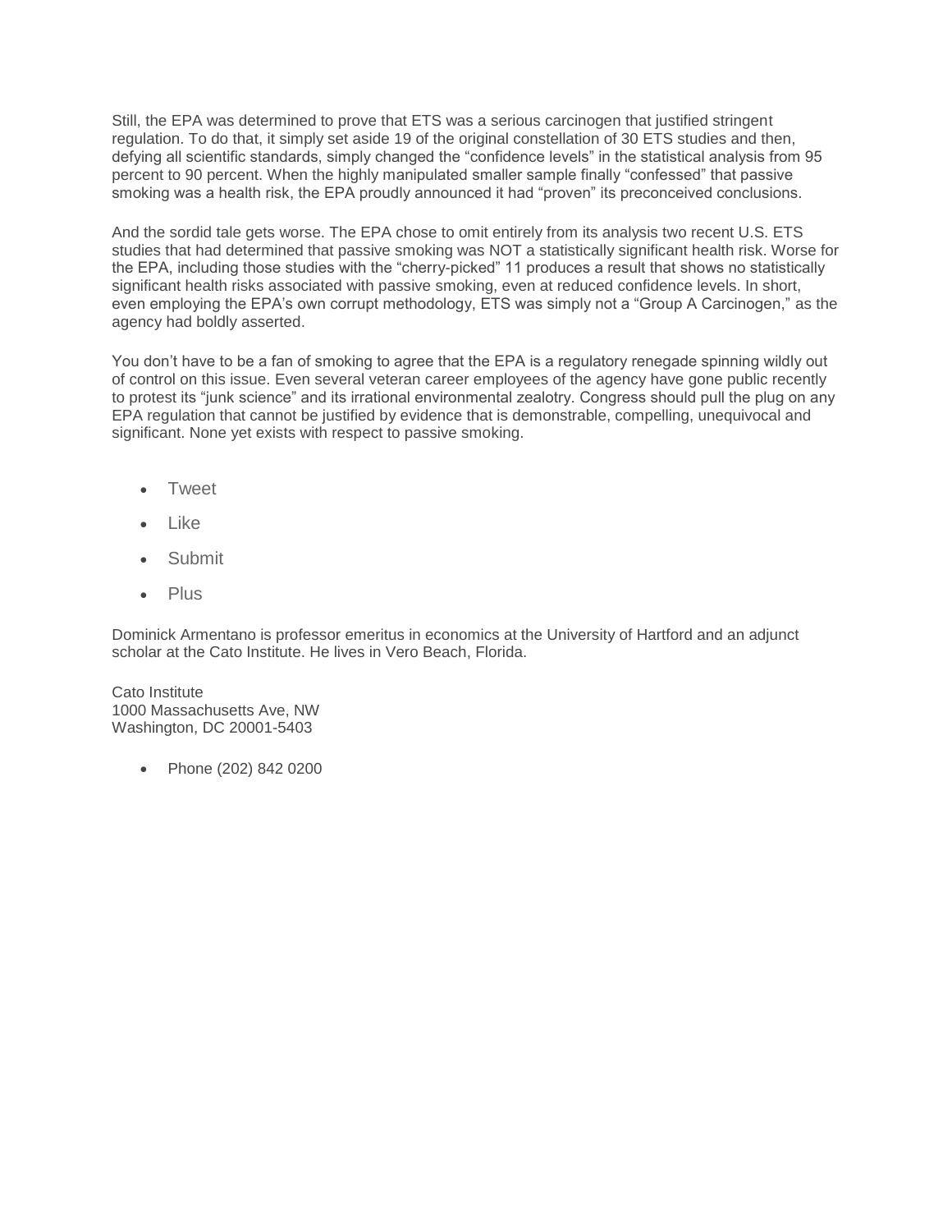Still, the EPA was determined to prove that ETS was a serious carcinogen that justified stringent regulation. To do that, it simply set aside 19 of the original constellation of 30 ETS studies and then, defying all scientific standards, simply changed the "confidence levels" in the statistical analysis from 95 percent to 90 percent. When the highly manipulated smaller sample finally "confessed" that passive smoking was a health risk, the EPA proudly announced it had "proven" its preconceived conclusions.

And the sordid tale gets worse. The EPA chose to omit entirely from its analysis two recent U.S. ETS studies that had determined that passive smoking was NOT a statistically significant health risk. Worse for the EPA, including those studies with the "cherry-picked" 11 produces a result that shows no statistically significant health risks associated with passive smoking, even at reduced confidence levels. In short, even employing the EPA's own corrupt methodology, ETS was simply not a "Group A Carcinogen," as the agency had boldly asserted.

You don't have to be a fan of smoking to agree that the EPA is a regulatory renegade spinning wildly out of control on this issue. Even several veteran career employees of the agency have gone public recently to protest its "junk science" and its irrational environmental zealotry. Congress should pull the plug on any EPA regulation that cannot be justified by evidence that is demonstrable, compelling, unequivocal and significant. None yet exists with respect to passive smoking.

- Tweet
- Like
- Submit
- Plus

Dominick Armentano is professor emeritus in economics at the University of Hartford and an adjunct scholar at the Cato Institute. He lives in Vero Beach, Florida.

Cato Institute
1000 Massachusetts Ave, NW
Washington, DC 20001-5403

- Phone (202) 842 0200